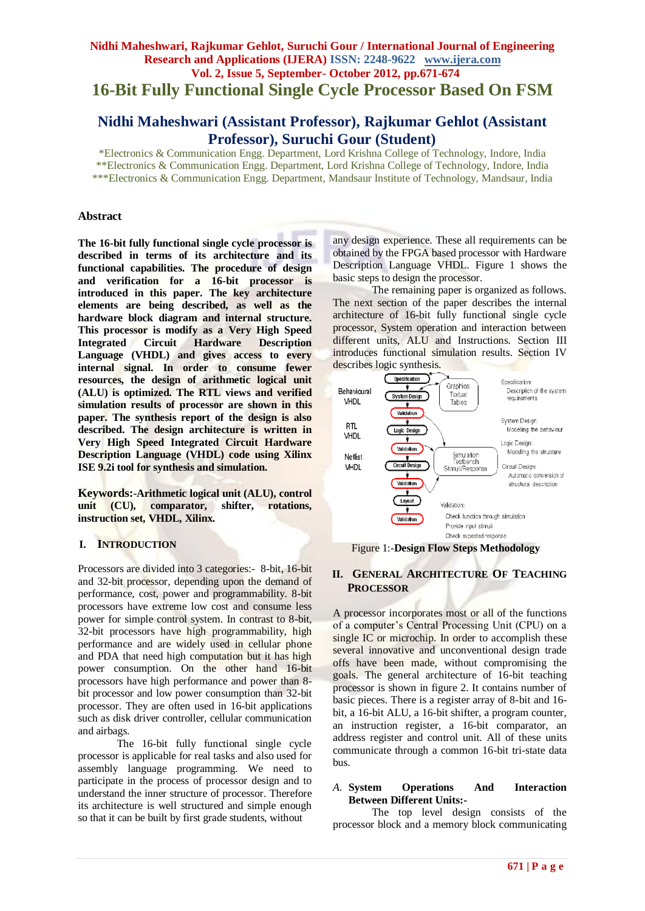# 16-Bit Fully Functional Single Cycle Processor Based On FSM

## Nidhi Maheshwari (Assistant Professor), Rajkumar Gehlot (Assistant Professor), Suruchi Gour (Student)

*Electronics & Communication Engg. Department, Lord Krishna College of Technology, Indore, India
**Electronics & Communication Engg. Department, Lord Krishna College of Technology, Indore, India
***Electronics & Communication Engg. Department, Mandsaur Institute of Technology, Mandsaur, India

### Abstract

**The 16-bit fully functional single cycle processor is described in terms of its architecture and its functional capabilities. The procedure of design and verification for a 16-bit processor is introduced in this paper. The key architecture elements are being described, as well as the hardware block diagram and internal structure. This processor is modify as a Very High Speed Integrated Circuit Hardware Description Language (VHDL) and gives access to every internal signal. In order to consume fewer resources, the design of arithmetic logical unit (ALU) is optimized. The RTL views and verified simulation results of processor are shown in this paper. The synthesis report of the design is also described. The design architecture is written in Very High Speed Integrated Circuit Hardware Description Language (VHDL) code using Xilinx ISE 9.2i tool for synthesis and simulation.**

**Keywords:-Arithmetic logical unit (ALU), control unit (CU), comparator, shifter, rotations, instruction set, VHDL, Xilinx.**

## I. Introduction

Processors are divided into 3 categories:- 8-bit, 16-bit and 32-bit processor, depending upon the demand of performance, cost, power and programmability. 8-bit processors have extreme low cost and consume less power for simple control system. In contrast to 8-bit, 32-bit processors have high programmability, high performance and are widely used in cellular phone and PDA that need high computation but it has high power consumption. On the other hand 16-bit processors have high performance and power than 8-bit processor and low power consumption than 32-bit processor. They are often used in 16-bit applications such as disk driver controller, cellular communication and airbags.

The 16-bit fully functional single cycle processor is applicable for real tasks and also used for assembly language programming. We need to participate in the process of processor design and to understand the inner structure of processor. Therefore its architecture is well structured and simple enough so that it can be built by first grade students, without any design experience. These all requirements can be obtained by the FPGA based processor with Hardware Description Language VHDL. Figure 1 shows the basic steps to design the processor.

The remaining paper is organized as follows. The next section of the paper describes the internal architecture of 16-bit fully functional single cycle processor, System operation and interaction between different units, ALU and Instructions. Section III introduces functional simulation results. Section IV describes logic synthesis.

Figure 1:-**Design Flow Steps Methodology**

## II. General Architecture Of Teaching Processor

A processor incorporates most or all of the functions of a computer's Central Processing Unit (CPU) on a single IC or microchip. In order to accomplish these several innovative and unconventional design trade offs have been made, without compromising the goals. The general architecture of 16-bit teaching processor is shown in figure 2. It contains number of basic pieces. There is a register array of 8-bit and 16-bit, a 16-bit ALU, a 16-bit shifter, a program counter, an instruction register, a 16-bit comparator, an address register and control unit. All of these units communicate through a common 16-bit tri-state data bus.

### *A.* System Operations And Interaction Between Different Units:-

The top level design consists of the processor block and a memory block communicating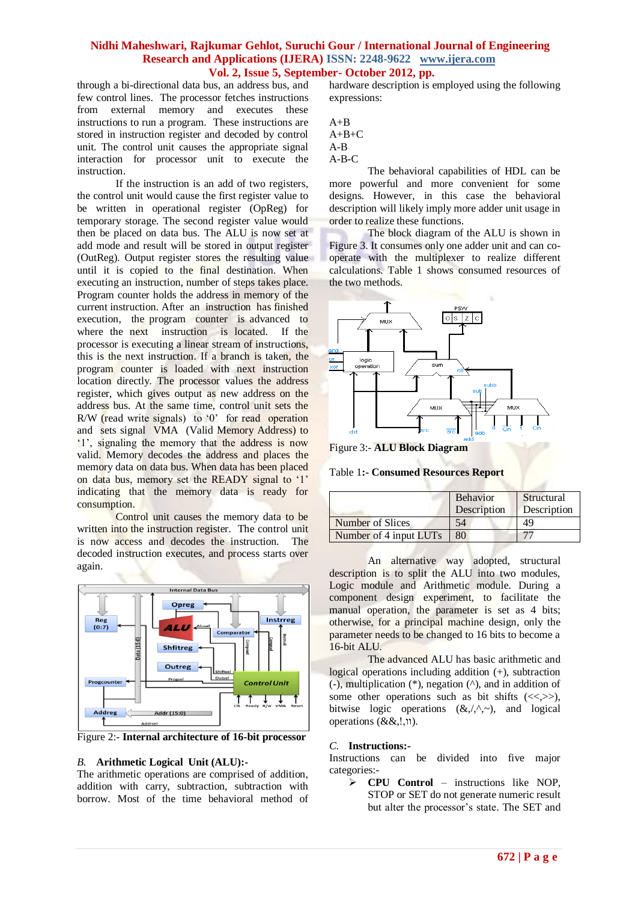through a bi-directional data bus, an address bus, and few control lines. The processor fetches instructions from external memory and executes these instructions to run a program. These instructions are stored in instruction register and decoded by control unit. The control unit causes the appropriate signal interaction for processor unit to execute the instruction.

If the instruction is an add of two registers, the control unit would cause the first register value to be written in operational register (OpReg) for temporary storage. The second register value would then be placed on data bus. The ALU is now set at add mode and result will be stored in output register (OutReg). Output register stores the resulting value until it is copied to the final destination. When executing an instruction, number of steps takes place. Program counter holds the address in memory of the current instruction. After an instruction has finished execution, the program counter is advanced to where the next instruction is located. If the processor is executing a linear stream of instructions, this is the next instruction. If a branch is taken, the program counter is loaded with next instruction location directly. The processor values the address register, which gives output as new address on the address bus. At the same time, control unit sets the R/W (read write signals) to '0' for read operation and sets signal VMA (Valid Memory Address) to '1', signaling that the address is now valid. Memory decodes the address and places the memory data on data bus. When data has been placed on data bus, memory set the READY signal to '1' indicating that the memory data is ready for consumption.

Control unit causes the memory data to be written into the instruction register. The control unit is now access and decodes the instruction. The decoded instruction executes, and process starts over again.

Figure 2:- **Internal architecture of 16-bit processor**

*B.* **Arithmetic Logical Unit (ALU):-**

The arithmetic operations are comprised of addition, addition with carry, subtraction, subtraction with borrow. Most of the time behavioral method of hardware description is employed using the following expressions:

A+B
A+B+C
A-B
A-B-C

The behavioral capabilities of HDL can be more powerful and more convenient for some designs. However, in this case the behavioral description will likely imply more adder unit usage in order to realize these functions.

The block diagram of the ALU is shown in Figure 3. It consumes only one adder unit and can co-operate with the multiplexer to realize different calculations. Table 1 shows consumed resources of the two methods.

Figure 3:- **ALU Block Diagram**

Table 1:- **Consumed Resources Report**

| | Behavior Description | Structural Description |
|---|---|---|
| Number of Slices | 54 | 49 |
| Number of 4 input LUTs | 80 | 77 |

An alternative way adopted, structural description is to split the ALU into two modules, Logic module and Arithmetic module. During a component design experiment, to facilitate the manual operation, the parameter is set as 4 bits; otherwise, for a principal machine design, only the parameter needs to be changed to 16 bits to become a 16-bit ALU.

The advanced ALU has basic arithmetic and logical operations including addition (+), subtraction (-), multiplication (*), negation (^), and in addition of some other operations such as bit shifts (<<,>>), bitwise logic operations (&,/,^,~), and logical operations (&&,!,׀׀).

*C.* **Instructions:-**

Instructions can be divided into five major categories:-

- **CPU Control** – instructions like NOP, STOP or SET do not generate numeric result but alter the processor's state. The SET and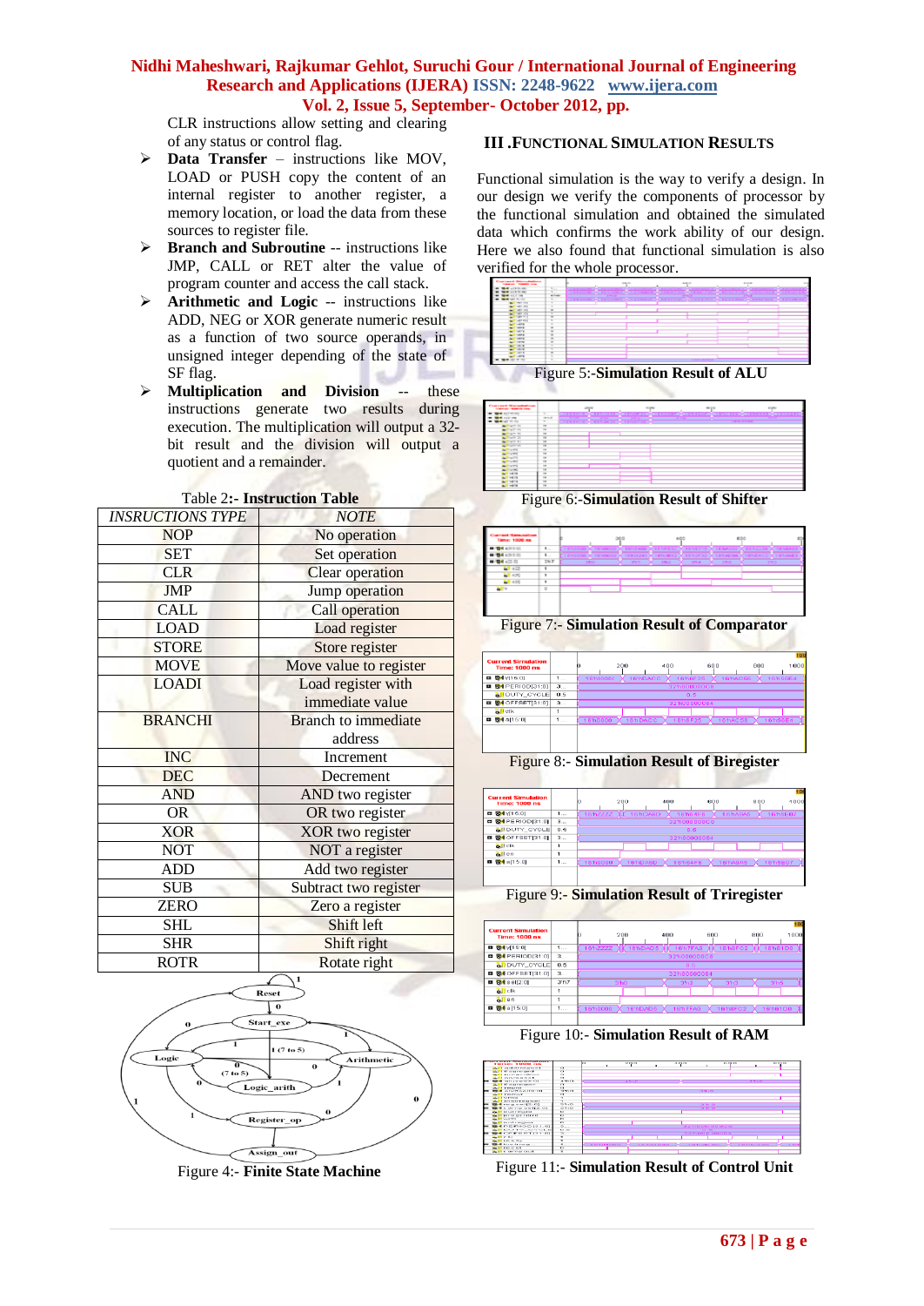CLR instructions allow setting and clearing of any status or control flag.

- **Data Transfer** – instructions like MOV, LOAD or PUSH copy the content of an internal register to another register, a memory location, or load the data from these sources to register file.
- **Branch and Subroutine** -- instructions like JMP, CALL or RET alter the value of program counter and access the call stack.
- **Arithmetic and Logic** -- instructions like ADD, NEG or XOR generate numeric result as a function of two source operands, in unsigned integer depending of the state of SF flag.
- **Multiplication and Division** -- these instructions generate two results during execution. The multiplication will output a 32-bit result and the division will output a quotient and a remainder.

Table 2:- **Instruction Table**

| *INSRUCTIONS TYPE* | *NOTE* |
|---|---|
| NOP | No operation |
| SET | Set operation |
| CLR | Clear operation |
| JMP | Jump operation |
| CALL | Call operation |
| LOAD | Load register |
| STORE | Store register |
| MOVE | Move value to register |
| LOADI | Load register with immediate value |
| BRANCHI | Branch to immediate address |
| INC | Increment |
| DEC | Decrement |
| AND | AND two register |
| OR | OR two register |
| XOR | XOR two register |
| NOT | NOT a register |
| ADD | Add two register |
| SUB | Subtract two register |
| ZERO | Zero a register |
| SHL | Shift left |
| SHR | Shift right |
| ROTR | Rotate right |

Figure 4:- **Finite State Machine**

## III .FUNCTIONAL SIMULATION RESULTS

Functional simulation is the way to verify a design. In our design we verify the components of processor by the functional simulation and obtained the simulated data which confirms the work ability of our design. Here we also found that functional simulation is also verified for the whole processor.

Figure 5:-**Simulation Result of ALU**

Figure 6:-**Simulation Result of Shifter**

Figure 7:- **Simulation Result of Comparator**

Figure 8:- **Simulation Result of Biregister**

Figure 9:- **Simulation Result of Triregister**

Figure 10:- **Simulation Result of RAM**

Figure 11:- **Simulation Result of Control Unit**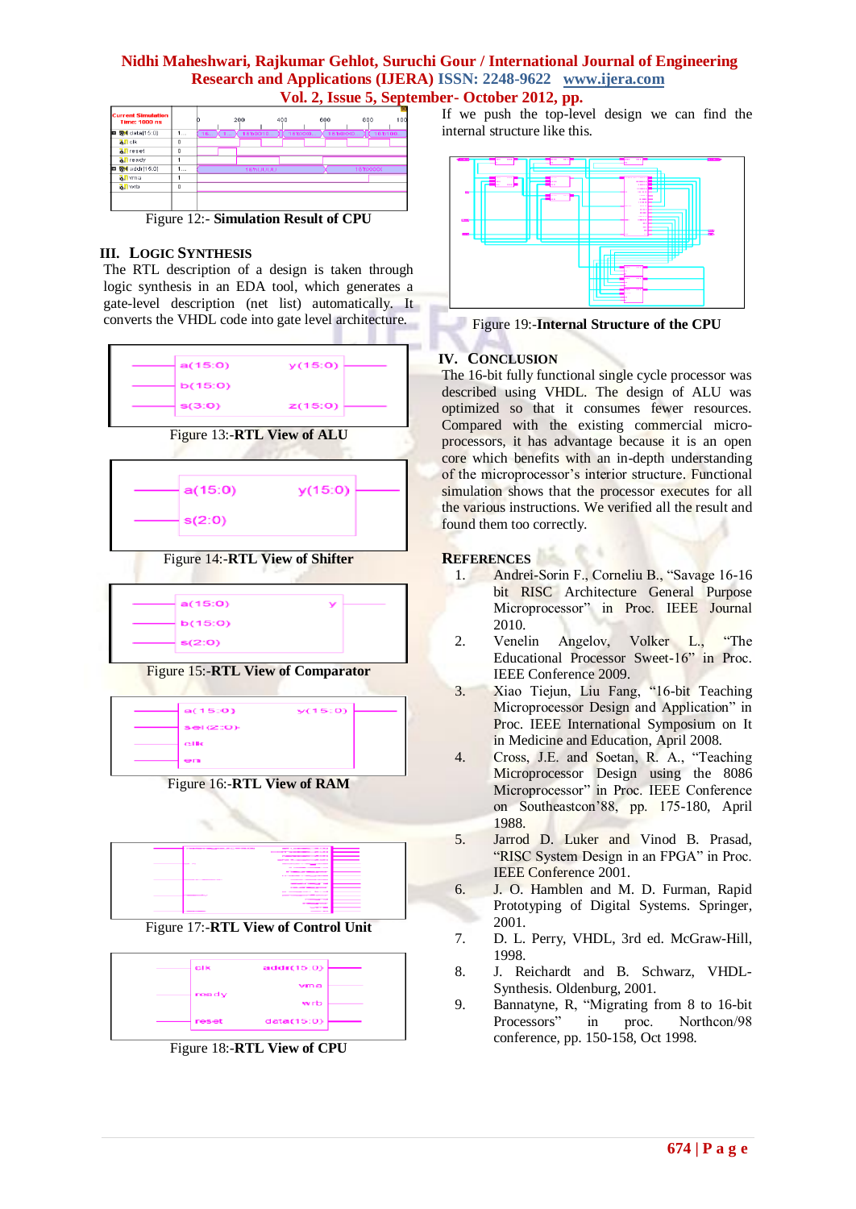Current Simulation Time: 1000 ns

Figure 12:- **Simulation Result of CPU**

## III. LOGIC SYNTHESIS

The RTL description of a design is taken through logic synthesis in an EDA tool, which generates a gate-level description (net list) automatically. It converts the VHDL code into gate level architecture.

a(15:0) y(15:0)
b(15:0)
s(3:0) z(15:0)

Figure 13:-**RTL View of ALU**

a(15:0) y(15:0)
s(2:0)

Figure 14:-**RTL View of Shifter**

a(15:0) y
b(15:0)
s(2:0)

Figure 15:-**RTL View of Comparator**

a(15:0) y(15:0)
sel(2:0)
clk
en

Figure 16:-**RTL View of RAM**

Figure 17:-**RTL View of Control Unit**

clk addr(15:0)
vma
ready
wrb
reset data(15:0)

Figure 18:-**RTL View of CPU**

If we push the top-level design we can find the internal structure like this.

Figure 19:-**Internal Structure of the CPU**

## IV. CONCLUSION

The 16-bit fully functional single cycle processor was described using VHDL. The design of ALU was optimized so that it consumes fewer resources. Compared with the existing commercial micro-processors, it has advantage because it is an open core which benefits with an in-depth understanding of the microprocessor's interior structure. Functional simulation shows that the processor executes for all the various instructions. We verified all the result and found them too correctly.

## REFERENCES

1. Andrei-Sorin F., Corneliu B., "Savage 16-16 bit RISC Architecture General Purpose Microprocessor" in Proc. IEEE Journal 2010.
2. Venelin Angelov, Volker L., "The Educational Processor Sweet-16" in Proc. IEEE Conference 2009.
3. Xiao Tiejun, Liu Fang, "16-bit Teaching Microprocessor Design and Application" in Proc. IEEE International Symposium on It in Medicine and Education, April 2008.
4. Cross, J.E. and Soetan, R. A., "Teaching Microprocessor Design using the 8086 Microprocessor" in Proc. IEEE Conference on Southeastcon'88, pp. 175-180, April 1988.
5. Jarrod D. Luker and Vinod B. Prasad, "RISC System Design in an FPGA" in Proc. IEEE Conference 2001.
6. J. O. Hamblen and M. D. Furman, Rapid Prototyping of Digital Systems. Springer, 2001.
7. D. L. Perry, VHDL, 3rd ed. McGraw-Hill, 1998.
8. J. Reichardt and B. Schwarz, VHDL-Synthesis. Oldenburg, 2001.
9. Bannatyne, R, "Migrating from 8 to 16-bit Processors" in proc. Northcon/98 conference, pp. 150-158, Oct 1998.